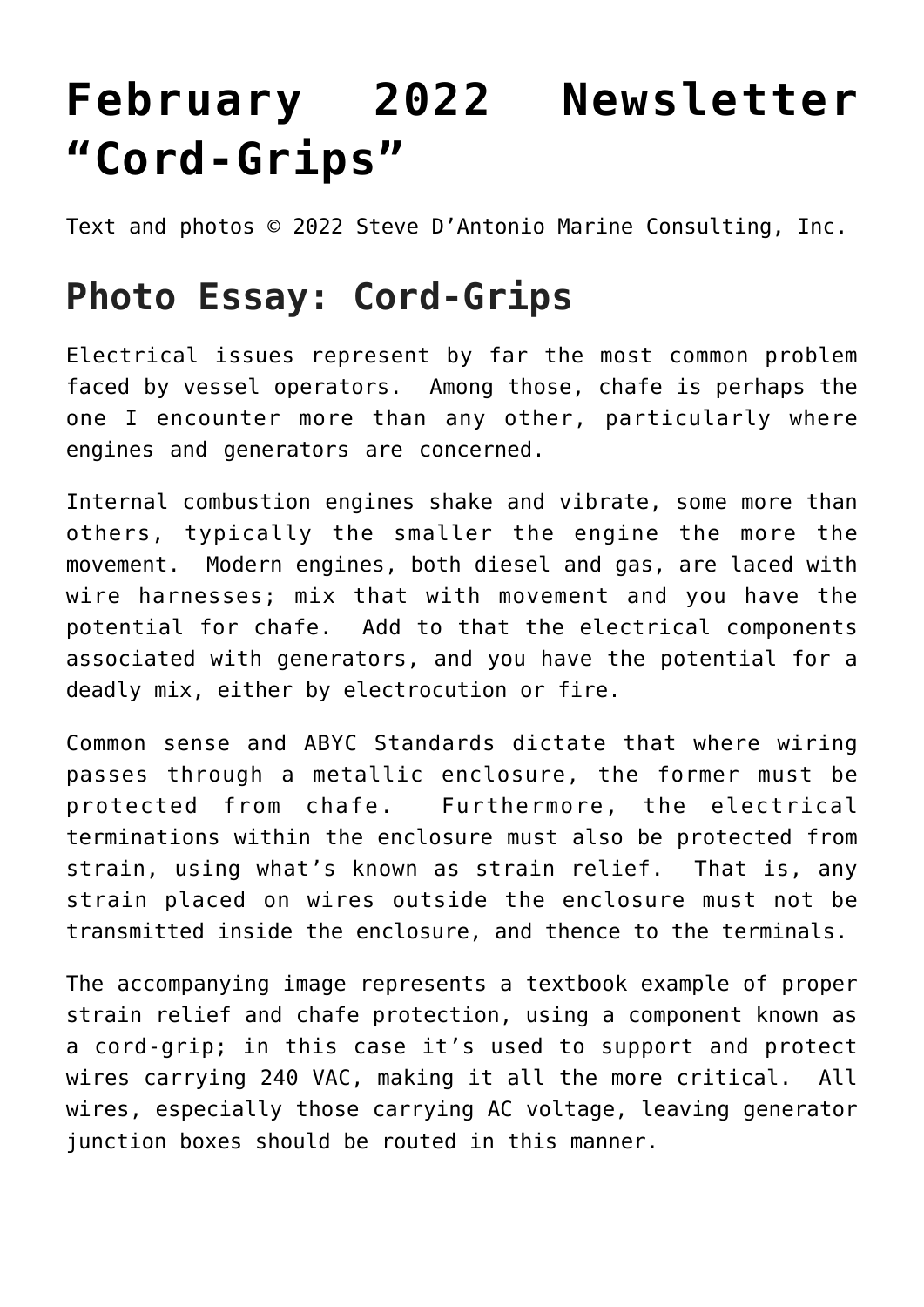# February 2022 Newsletter "Cord-Grips"

Text and photos © 2022 Steve D'Antonio Marine Consulting, Inc.

## Photo Essay: Cord-Grips

Electrical issues represent by far the most common problem faced by vessel operators. Among those, chafe is perhaps the one I encounter more than any other, particularly where engines and generators are concerned.

Internal combustion engines shake and vibrate, some more than others, typically the smaller the engine the more the movement. Modern engines, both diesel and gas, are laced with wire harnesses; mix that with movement and you have the potential for chafe. Add to that the electrical components associated with generators, and you have the potential for a deadly mix, either by electrocution or fire.

Common sense and ABYC Standards dictate that where wiring passes through a metallic enclosure, the former must be protected from chafe. Furthermore, the electrical terminations within the enclosure must also be protected from strain, using what's known as strain relief. That is, any strain placed on wires outside the enclosure must not be transmitted inside the enclosure, and thence to the terminals.

The accompanying image represents a textbook example of proper strain relief and chafe protection, using a component known as a cord-grip; in this case it's used to support and protect wires carrying 240 VAC, making it all the more critical. All wires, especially those carrying AC voltage, leaving generator junction boxes should be routed in this manner.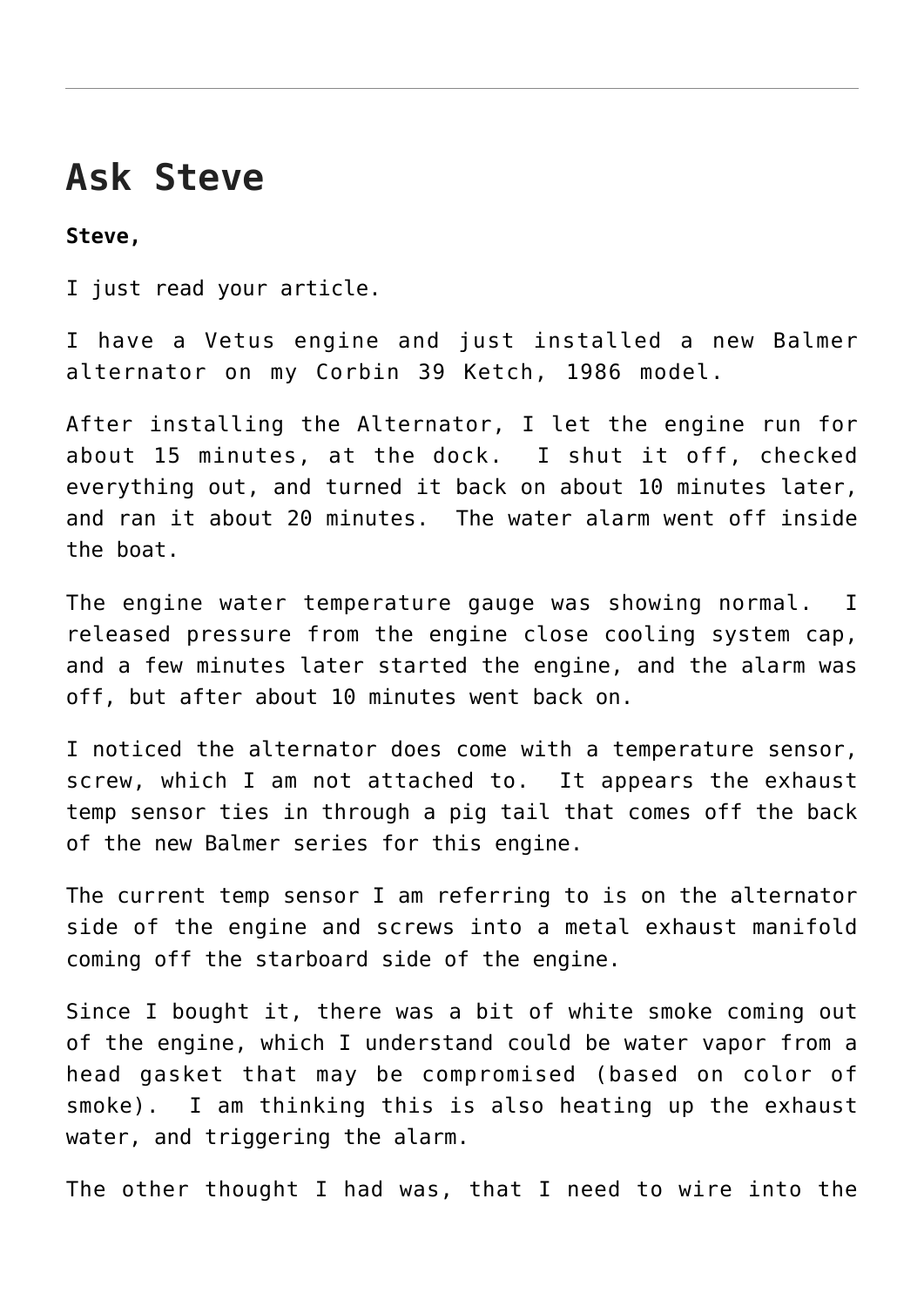---

# Ask Steve

**Steve,**

I just read your article.

I have a Vetus engine and just installed a new Balmer alternator on my Corbin 39 Ketch, 1986 model.

After installing the Alternator, I let the engine run for about 15 minutes, at the dock.  I shut it off, checked everything out, and turned it back on about 10 minutes later, and ran it about 20 minutes.  The water alarm went off inside the boat.

The engine water temperature gauge was showing normal.  I released pressure from the engine close cooling system cap, and a few minutes later started the engine, and the alarm was off, but after about 10 minutes went back on.

I noticed the alternator does come with a temperature sensor, screw, which I am not attached to.  It appears the exhaust temp sensor ties in through a pig tail that comes off the back of the new Balmer series for this engine.

The current temp sensor I am referring to is on the alternator side of the engine and screws into a metal exhaust manifold coming off the starboard side of the engine.

Since I bought it, there was a bit of white smoke coming out of the engine, which I understand could be water vapor from a head gasket that may be compromised (based on color of smoke).  I am thinking this is also heating up the exhaust water, and triggering the alarm.

The other thought I had was, that I need to wire into the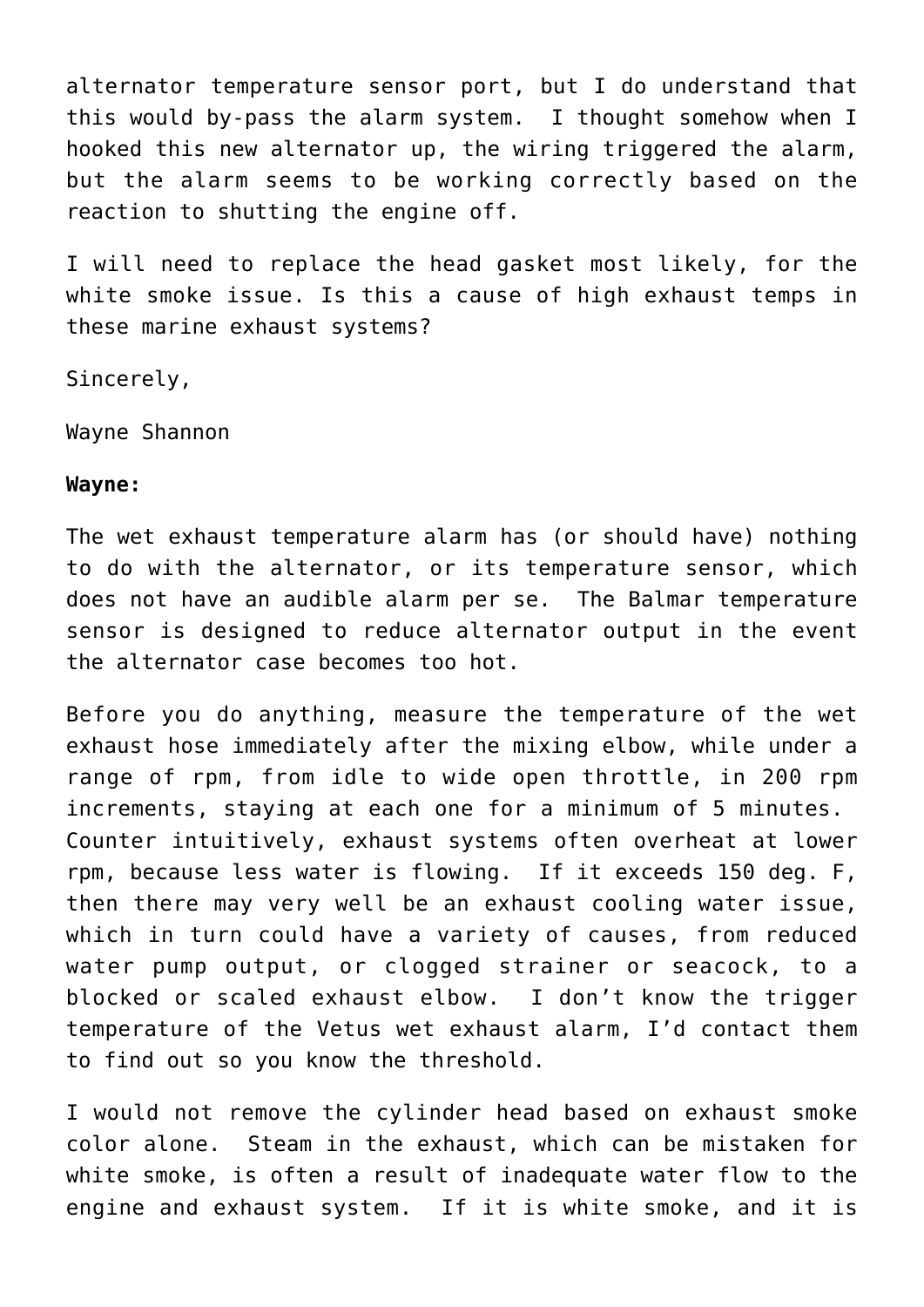alternator temperature sensor port, but I do understand that this would by-pass the alarm system.  I thought somehow when I hooked this new alternator up, the wiring triggered the alarm, but the alarm seems to be working correctly based on the reaction to shutting the engine off.

I will need to replace the head gasket most likely, for the white smoke issue. Is this a cause of high exhaust temps in these marine exhaust systems?

Sincerely,

Wayne Shannon

**Wayne:**

The wet exhaust temperature alarm has (or should have) nothing to do with the alternator, or its temperature sensor, which does not have an audible alarm per se.  The Balmar temperature sensor is designed to reduce alternator output in the event the alternator case becomes too hot.

Before you do anything, measure the temperature of the wet exhaust hose immediately after the mixing elbow, while under a range of rpm, from idle to wide open throttle, in 200 rpm increments, staying at each one for a minimum of 5 minutes.  Counter intuitively, exhaust systems often overheat at lower rpm, because less water is flowing.  If it exceeds 150 deg. F, then there may very well be an exhaust cooling water issue, which in turn could have a variety of causes, from reduced water pump output, or clogged strainer or seacock, to a blocked or scaled exhaust elbow.  I don't know the trigger temperature of the Vetus wet exhaust alarm, I'd contact them to find out so you know the threshold.

I would not remove the cylinder head based on exhaust smoke color alone.  Steam in the exhaust, which can be mistaken for white smoke, is often a result of inadequate water flow to the engine and exhaust system.  If it is white smoke, and it is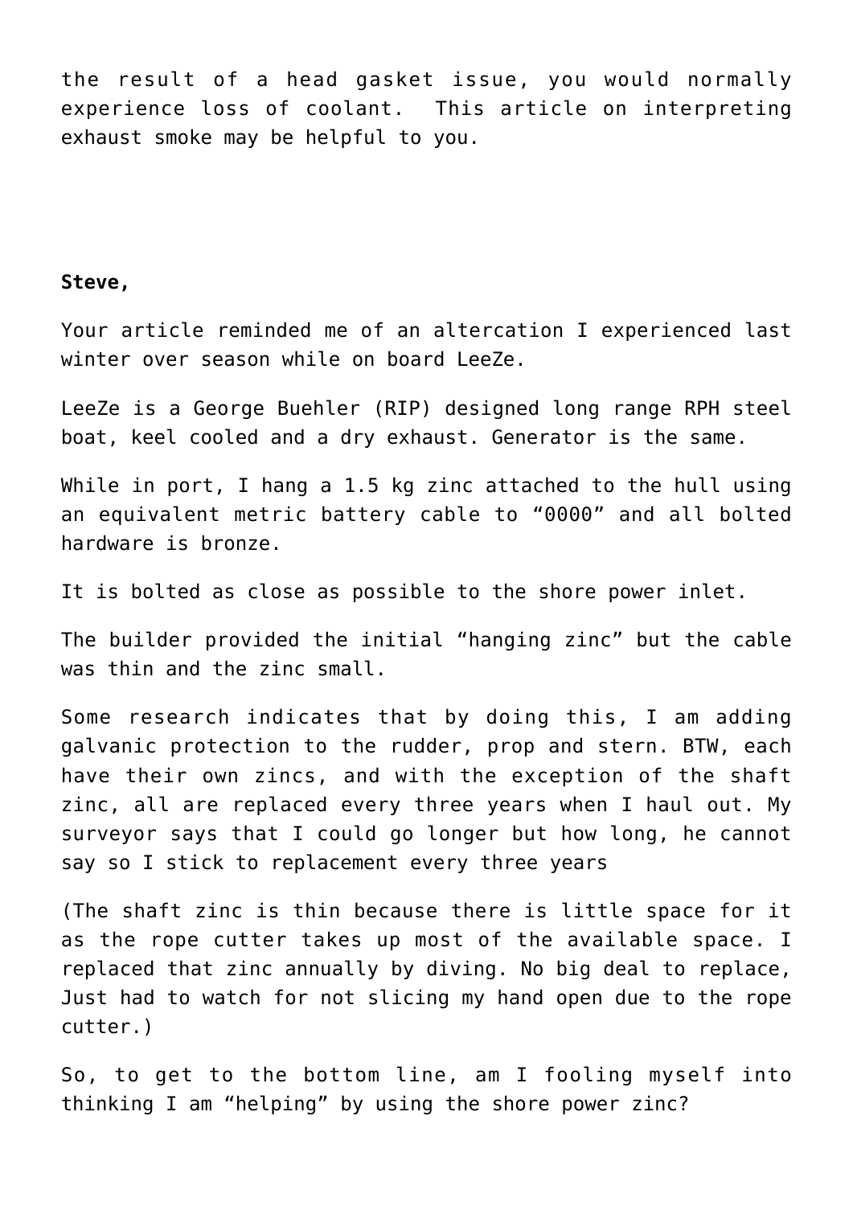the result of a head gasket issue, you would normally experience loss of coolant. This article on interpreting exhaust smoke may be helpful to you.

**Steve,**

Your article reminded me of an altercation I experienced last winter over season while on board LeeZe.

LeeZe is a George Buehler (RIP) designed long range RPH steel boat, keel cooled and a dry exhaust. Generator is the same.

While in port, I hang a 1.5 kg zinc attached to the hull using an equivalent metric battery cable to "0000" and all bolted hardware is bronze.

It is bolted as close as possible to the shore power inlet.

The builder provided the initial "hanging zinc" but the cable was thin and the zinc small.

Some research indicates that by doing this, I am adding galvanic protection to the rudder, prop and stern. BTW, each have their own zincs, and with the exception of the shaft zinc, all are replaced every three years when I haul out. My surveyor says that I could go longer but how long, he cannot say so I stick to replacement every three years

(The shaft zinc is thin because there is little space for it as the rope cutter takes up most of the available space. I replaced that zinc annually by diving. No big deal to replace, Just had to watch for not slicing my hand open due to the rope cutter.)

So, to get to the bottom line, am I fooling myself into thinking I am "helping" by using the shore power zinc?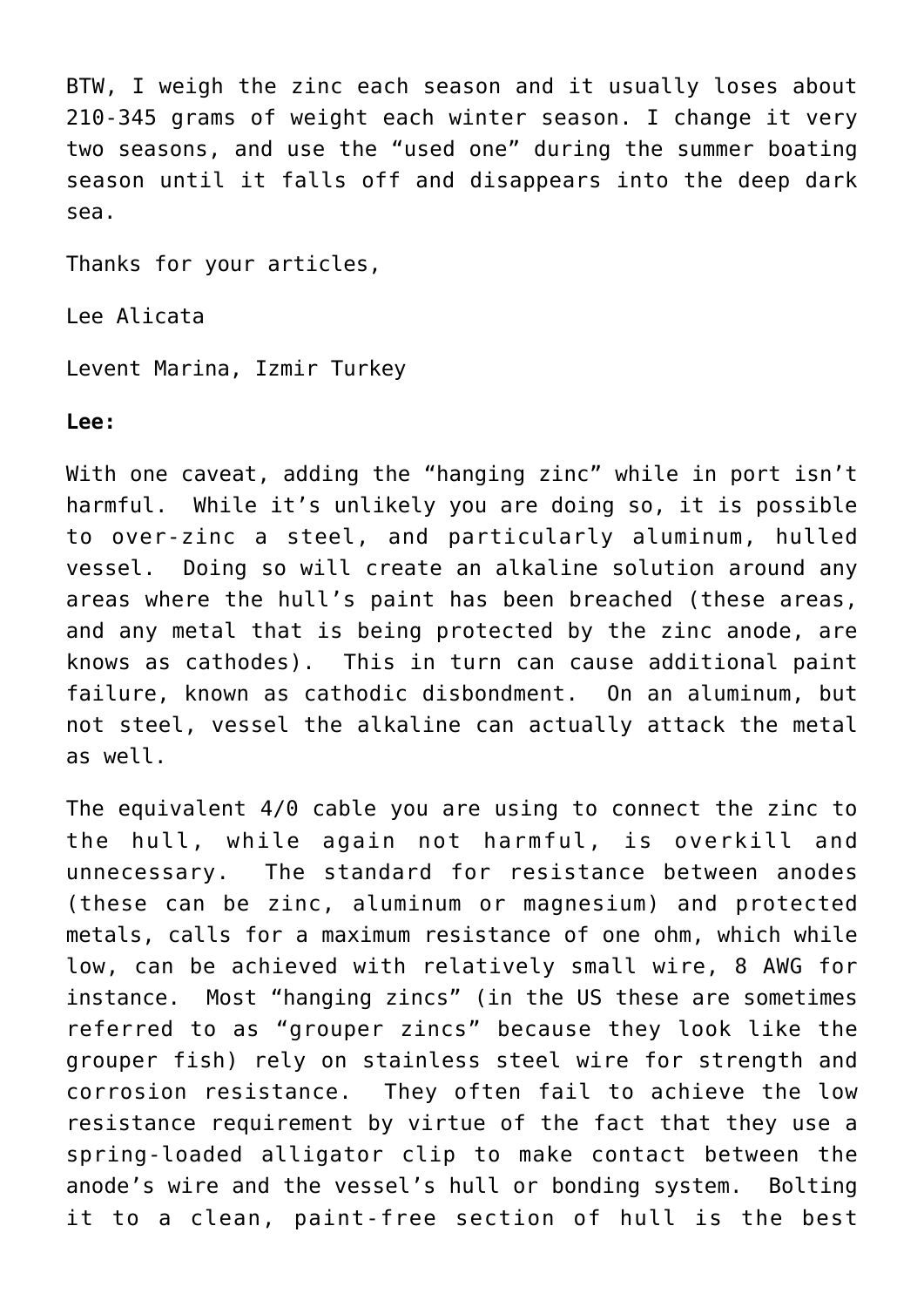BTW, I weigh the zinc each season and it usually loses about 210-345 grams of weight each winter season. I change it very two seasons, and use the "used one" during the summer boating season until it falls off and disappears into the deep dark sea.

Thanks for your articles,

Lee Alicata

Levent Marina, Izmir Turkey

**Lee:**

With one caveat, adding the "hanging zinc" while in port isn't harmful. While it's unlikely you are doing so, it is possible to over-zinc a steel, and particularly aluminum, hulled vessel. Doing so will create an alkaline solution around any areas where the hull's paint has been breached (these areas, and any metal that is being protected by the zinc anode, are knows as cathodes). This in turn can cause additional paint failure, known as cathodic disbondment. On an aluminum, but not steel, vessel the alkaline can actually attack the metal as well.

The equivalent 4/0 cable you are using to connect the zinc to the hull, while again not harmful, is overkill and unnecessary. The standard for resistance between anodes (these can be zinc, aluminum or magnesium) and protected metals, calls for a maximum resistance of one ohm, which while low, can be achieved with relatively small wire, 8 AWG for instance. Most "hanging zincs" (in the US these are sometimes referred to as "grouper zincs" because they look like the grouper fish) rely on stainless steel wire for strength and corrosion resistance. They often fail to achieve the low resistance requirement by virtue of the fact that they use a spring-loaded alligator clip to make contact between the anode's wire and the vessel's hull or bonding system. Bolting it to a clean, paint-free section of hull is the best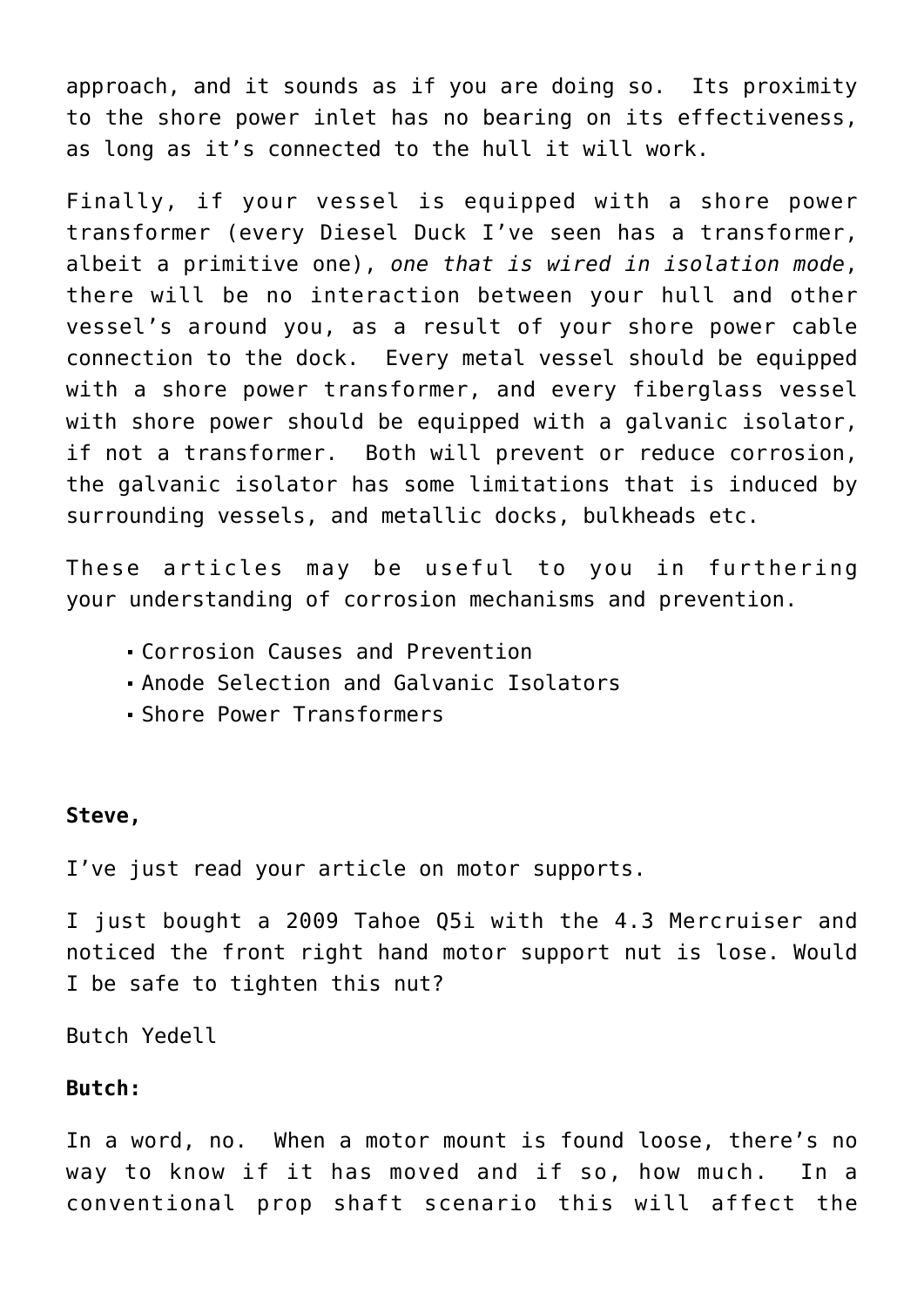approach, and it sounds as if you are doing so. Its proximity to the shore power inlet has no bearing on its effectiveness, as long as it's connected to the hull it will work.

Finally, if your vessel is equipped with a shore power transformer (every Diesel Duck I've seen has a transformer, albeit a primitive one), *one that is wired in isolation mode*, there will be no interaction between your hull and other vessel's around you, as a result of your shore power cable connection to the dock. Every metal vessel should be equipped with a shore power transformer, and every fiberglass vessel with shore power should be equipped with a galvanic isolator, if not a transformer. Both will prevent or reduce corrosion, the galvanic isolator has some limitations that is induced by surrounding vessels, and metallic docks, bulkheads etc.

These articles may be useful to you in furthering your understanding of corrosion mechanisms and prevention.

- Corrosion Causes and Prevention
- Anode Selection and Galvanic Isolators
- Shore Power Transformers

**Steve,**

I've just read your article on motor supports.

I just bought a 2009 Tahoe Q5i with the 4.3 Mercruiser and noticed the front right hand motor support nut is lose. Would I be safe to tighten this nut?

Butch Yedell

**Butch:**

In a word, no. When a motor mount is found loose, there's no way to know if it has moved and if so, how much. In a conventional prop shaft scenario this will affect the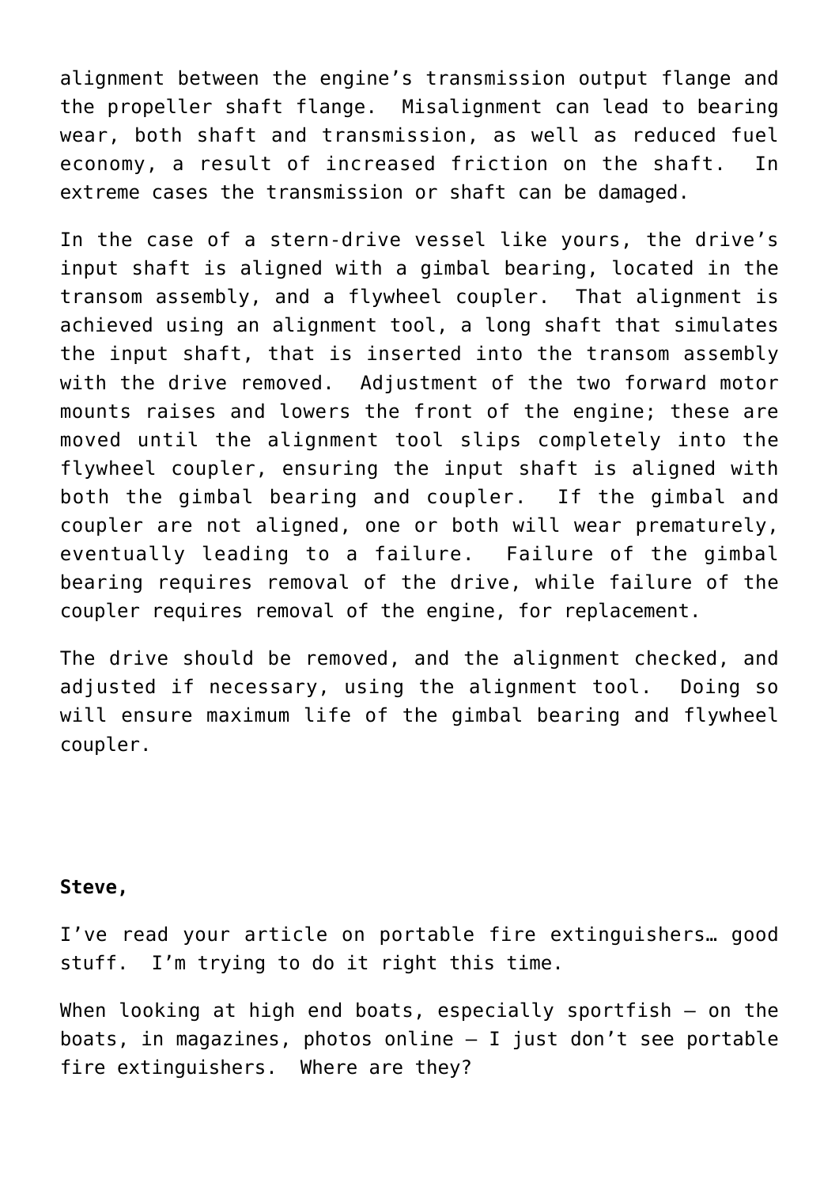alignment between the engine's transmission output flange and the propeller shaft flange. Misalignment can lead to bearing wear, both shaft and transmission, as well as reduced fuel economy, a result of increased friction on the shaft. In extreme cases the transmission or shaft can be damaged.

In the case of a stern-drive vessel like yours, the drive's input shaft is aligned with a gimbal bearing, located in the transom assembly, and a flywheel coupler. That alignment is achieved using an alignment tool, a long shaft that simulates the input shaft, that is inserted into the transom assembly with the drive removed. Adjustment of the two forward motor mounts raises and lowers the front of the engine; these are moved until the alignment tool slips completely into the flywheel coupler, ensuring the input shaft is aligned with both the gimbal bearing and coupler. If the gimbal and coupler are not aligned, one or both will wear prematurely, eventually leading to a failure. Failure of the gimbal bearing requires removal of the drive, while failure of the coupler requires removal of the engine, for replacement.

The drive should be removed, and the alignment checked, and adjusted if necessary, using the alignment tool. Doing so will ensure maximum life of the gimbal bearing and flywheel coupler.

**Steve,**

I've read your article on portable fire extinguishers… good stuff. I'm trying to do it right this time.

When looking at high end boats, especially sportfish – on the boats, in magazines, photos online – I just don't see portable fire extinguishers. Where are they?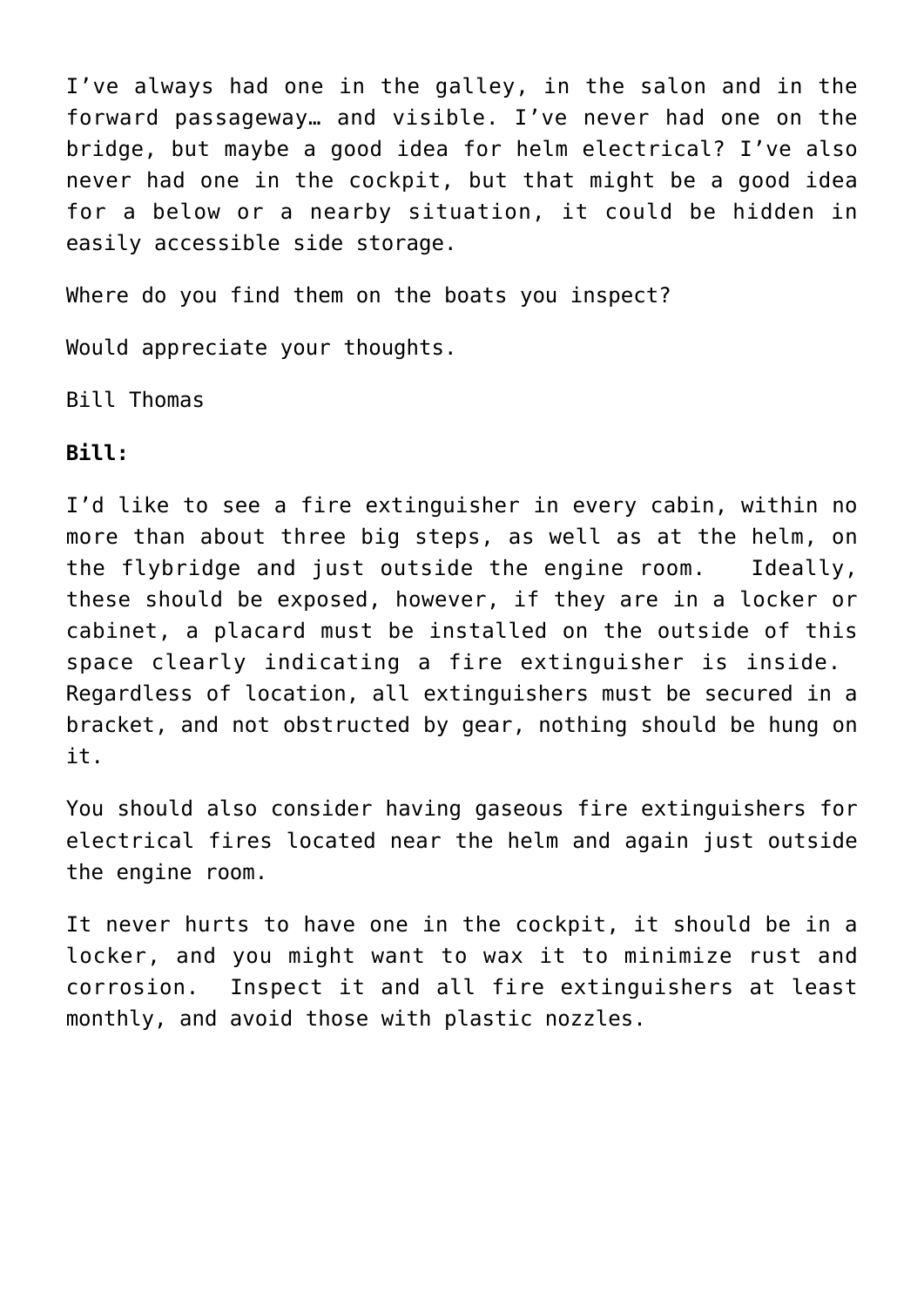I've always had one in the galley, in the salon and in the forward passageway… and visible. I've never had one on the bridge, but maybe a good idea for helm electrical? I've also never had one in the cockpit, but that might be a good idea for a below or a nearby situation, it could be hidden in easily accessible side storage.

Where do you find them on the boats you inspect?

Would appreciate your thoughts.

Bill Thomas

**Bill:**

I'd like to see a fire extinguisher in every cabin, within no more than about three big steps, as well as at the helm, on the flybridge and just outside the engine room. Ideally, these should be exposed, however, if they are in a locker or cabinet, a placard must be installed on the outside of this space clearly indicating a fire extinguisher is inside. Regardless of location, all extinguishers must be secured in a bracket, and not obstructed by gear, nothing should be hung on it.

You should also consider having gaseous fire extinguishers for electrical fires located near the helm and again just outside the engine room.

It never hurts to have one in the cockpit, it should be in a locker, and you might want to wax it to minimize rust and corrosion. Inspect it and all fire extinguishers at least monthly, and avoid those with plastic nozzles.